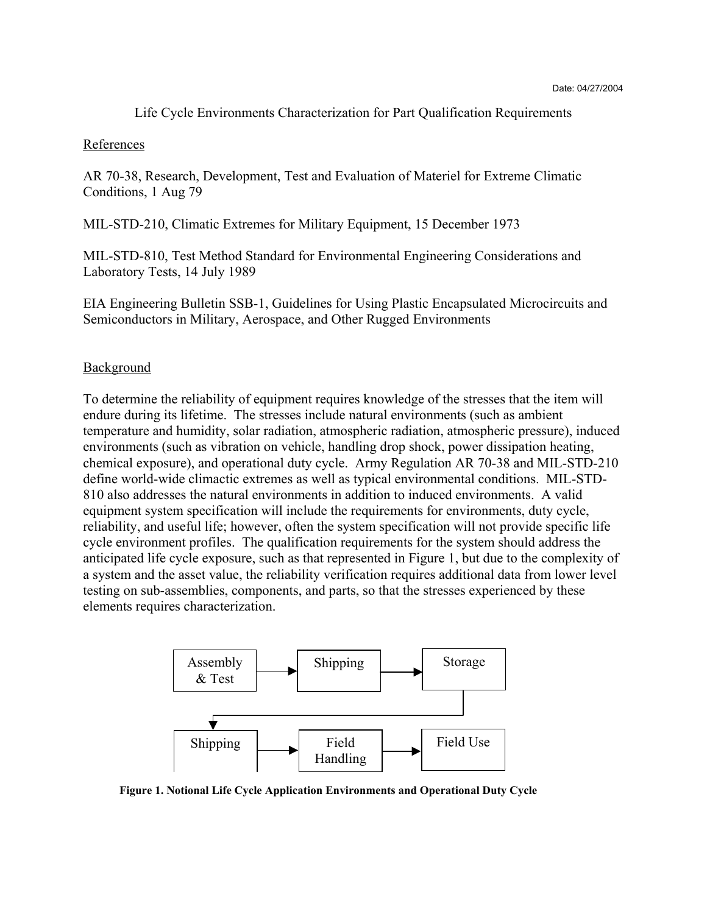Date: 04/27/2004

# Life Cycle Environments Characterization for Part Qualification Requirements

## References

AR 70-38, Research, Development, Test and Evaluation of Materiel for Extreme Climatic Conditions, 1 Aug 79

MIL-STD-210, Climatic Extremes for Military Equipment, 15 December 1973

MIL-STD-810, Test Method Standard for Environmental Engineering Considerations and Laboratory Tests, 14 July 1989

EIA Engineering Bulletin SSB-1, Guidelines for Using Plastic Encapsulated Microcircuits and Semiconductors in Military, Aerospace, and Other Rugged Environments

## Background

To determine the reliability of equipment requires knowledge of the stresses that the item will endure during its lifetime. The stresses include natural environments (such as ambient temperature and humidity, solar radiation, atmospheric radiation, atmospheric pressure), induced environments (such as vibration on vehicle, handling drop shock, power dissipation heating, chemical exposure), and operational duty cycle. Army Regulation AR 70-38 and MIL-STD-210 define world-wide climactic extremes as well as typical environmental conditions. MIL-STD-810 also addresses the natural environments in addition to induced environments. A valid equipment system specification will include the requirements for environments, duty cycle, reliability, and useful life; however, often the system specification will not provide specific life cycle environment profiles. The qualification requirements for the system should address the anticipated life cycle exposure, such as that represented in Figure 1, but due to the complexity of a system and the asset value, the reliability verification requires additional data from lower level testing on sub-assemblies, components, and parts, so that the stresses experienced by these elements requires characterization.

Assembly & Test → Shipping → Storage → Shipping → Field Handling → Field Use

**Figure 1. Notional Life Cycle Application Environments and Operational Duty Cycle**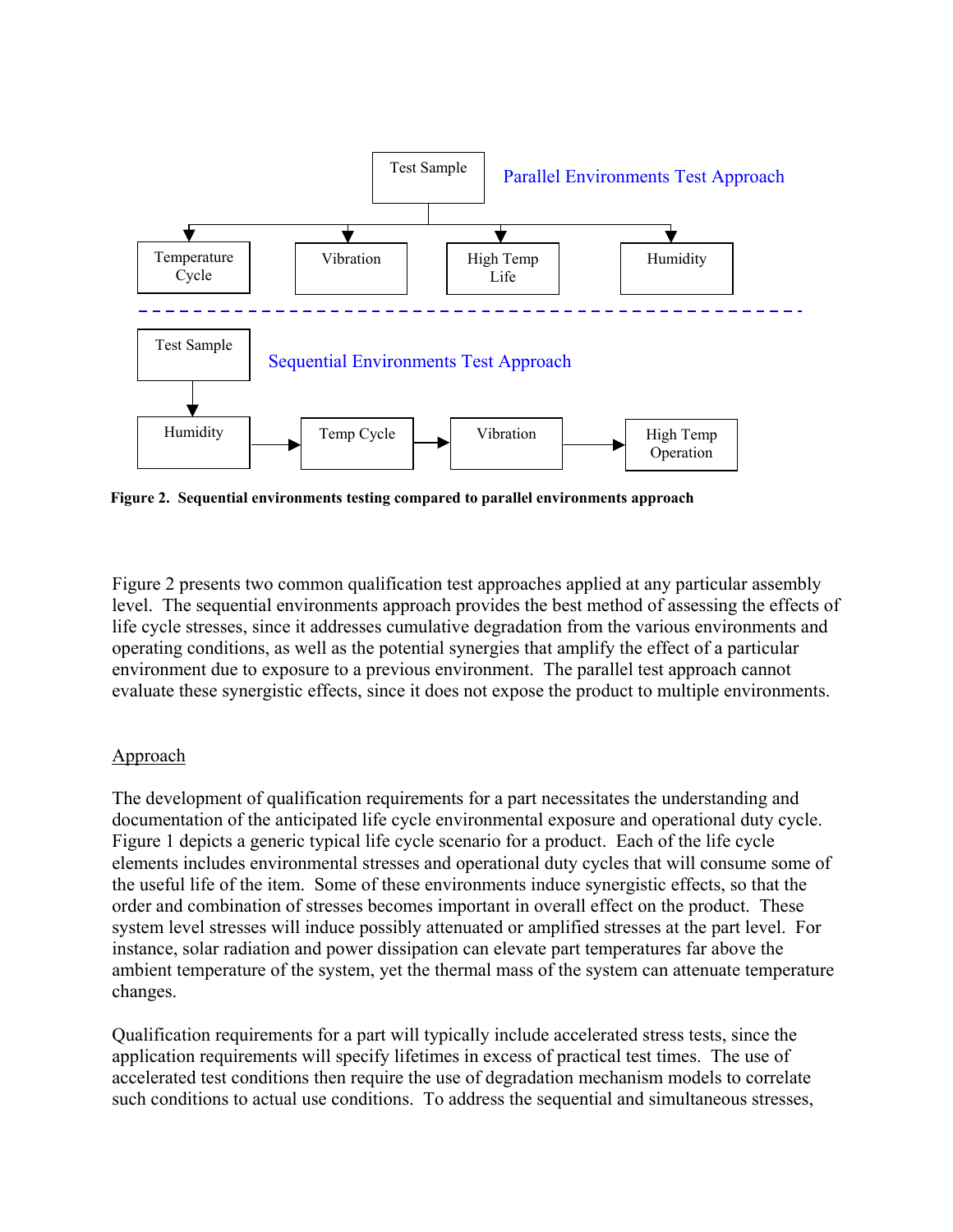Test Sample — Parallel Environments Test Approach

Temperature Cycle | Vibration | High Temp Life | Humidity

Test Sample — Sequential Environments Test Approach

Humidity → Temp Cycle → Vibration → High Temp Operation

**Figure 2. Sequential environments testing compared to parallel environments approach**

Figure 2 presents two common qualification test approaches applied at any particular assembly level. The sequential environments approach provides the best method of assessing the effects of life cycle stresses, since it addresses cumulative degradation from the various environments and operating conditions, as well as the potential synergies that amplify the effect of a particular environment due to exposure to a previous environment. The parallel test approach cannot evaluate these synergistic effects, since it does not expose the product to multiple environments.

## Approach

The development of qualification requirements for a part necessitates the understanding and documentation of the anticipated life cycle environmental exposure and operational duty cycle. Figure 1 depicts a generic typical life cycle scenario for a product. Each of the life cycle elements includes environmental stresses and operational duty cycles that will consume some of the useful life of the item. Some of these environments induce synergistic effects, so that the order and combination of stresses becomes important in overall effect on the product. These system level stresses will induce possibly attenuated or amplified stresses at the part level. For instance, solar radiation and power dissipation can elevate part temperatures far above the ambient temperature of the system, yet the thermal mass of the system can attenuate temperature changes.

Qualification requirements for a part will typically include accelerated stress tests, since the application requirements will specify lifetimes in excess of practical test times. The use of accelerated test conditions then require the use of degradation mechanism models to correlate such conditions to actual use conditions. To address the sequential and simultaneous stresses,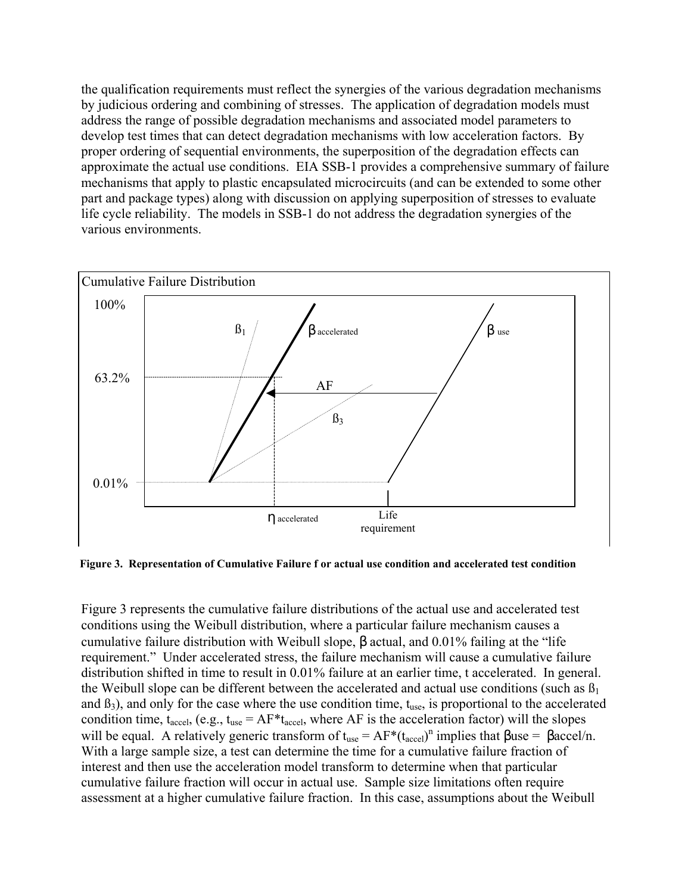the qualification requirements must reflect the synergies of the various degradation mechanisms by judicious ordering and combining of stresses. The application of degradation models must address the range of possible degradation mechanisms and associated model parameters to develop test times that can detect degradation mechanisms with low acceleration factors. By proper ordering of sequential environments, the superposition of the degradation effects can approximate the actual use conditions. EIA SSB-1 provides a comprehensive summary of failure mechanisms that apply to plastic encapsulated microcircuits (and can be extended to some other part and package types) along with discussion on applying superposition of stresses to evaluate life cycle reliability. The models in SSB-1 do not address the degradation synergies of the various environments.

**Figure 3. Representation of Cumulative Failure f or actual use condition and accelerated test condition**

Figure 3 represents the cumulative failure distributions of the actual use and accelerated test conditions using the Weibull distribution, where a particular failure mechanism causes a cumulative failure distribution with Weibull slope, $\beta$ actual, and 0.01% failing at the "life requirement." Under accelerated stress, the failure mechanism will cause a cumulative failure distribution shifted in time to result in 0.01% failure at an earlier time, t accelerated. In general. the Weibull slope can be different between the accelerated and actual use conditions (such as $\beta_1$ and $\beta_3$), and only for the case where the use condition time, $t_{use}$, is proportional to the accelerated condition time, $t_{accel}$, (e.g., $t_{use} = AF^*t_{accel}$, where AF is the acceleration factor) will the slopes will be equal. A relatively generic transform of $t_{use} = AF^*(t_{accel})^n$ implies that $\beta use = \beta accel/n$. With a large sample size, a test can determine the time for a cumulative failure fraction of interest and then use the acceleration model transform to determine when that particular cumulative failure fraction will occur in actual use. Sample size limitations often require assessment at a higher cumulative failure fraction. In this case, assumptions about the Weibull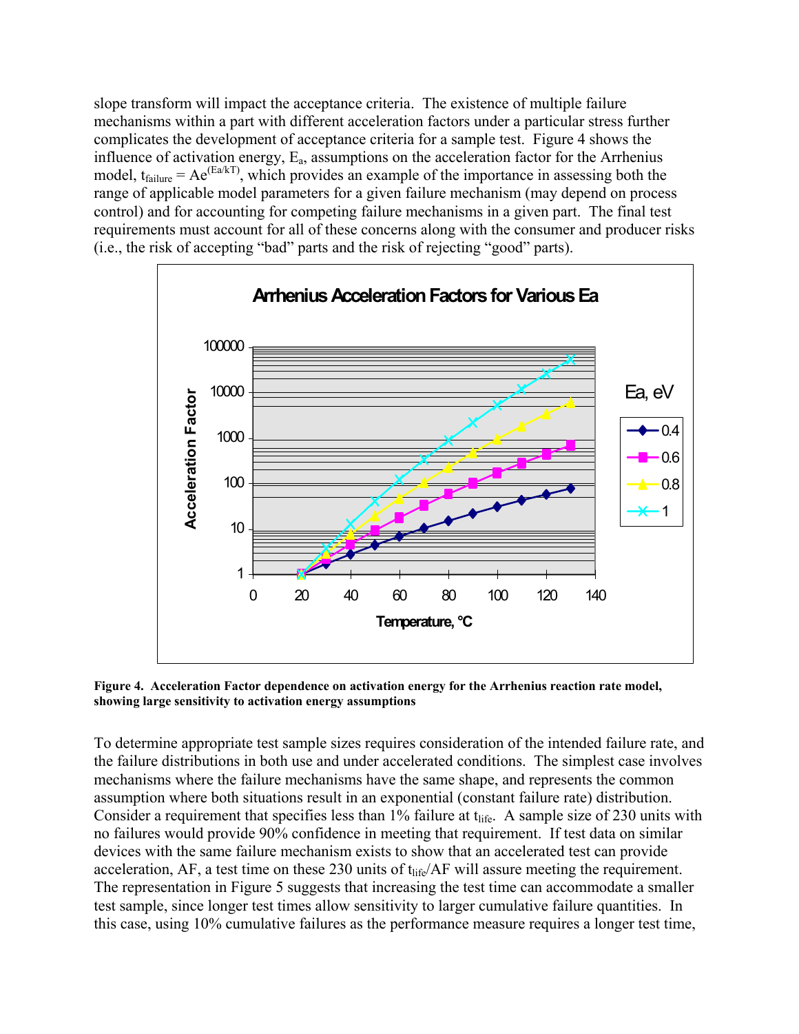slope transform will impact the acceptance criteria. The existence of multiple failure mechanisms within a part with different acceleration factors under a particular stress further complicates the development of acceptance criteria for a sample test. Figure 4 shows the influence of activation energy, $E_a$, assumptions on the acceleration factor for the Arrhenius model, $t_{failure} = Ae^{(Ea/kT)}$, which provides an example of the importance in assessing both the range of applicable model parameters for a given failure mechanism (may depend on process control) and for accounting for competing failure mechanisms in a given part. The final test requirements must account for all of these concerns along with the consumer and producer risks (i.e., the risk of accepting "bad" parts and the risk of rejecting "good" parts).

**Figure 4. Acceleration Factor dependence on activation energy for the Arrhenius reaction rate model, showing large sensitivity to activation energy assumptions**

To determine appropriate test sample sizes requires consideration of the intended failure rate, and the failure distributions in both use and under accelerated conditions. The simplest case involves mechanisms where the failure mechanisms have the same shape, and represents the common assumption where both situations result in an exponential (constant failure rate) distribution. Consider a requirement that specifies less than 1% failure at $t_{life}$. A sample size of 230 units with no failures would provide 90% confidence in meeting that requirement. If test data on similar devices with the same failure mechanism exists to show that an accelerated test can provide acceleration, AF, a test time on these 230 units of $t_{life}$/AF will assure meeting the requirement. The representation in Figure 5 suggests that increasing the test time can accommodate a smaller test sample, since longer test times allow sensitivity to larger cumulative failure quantities. In this case, using 10% cumulative failures as the performance measure requires a longer test time,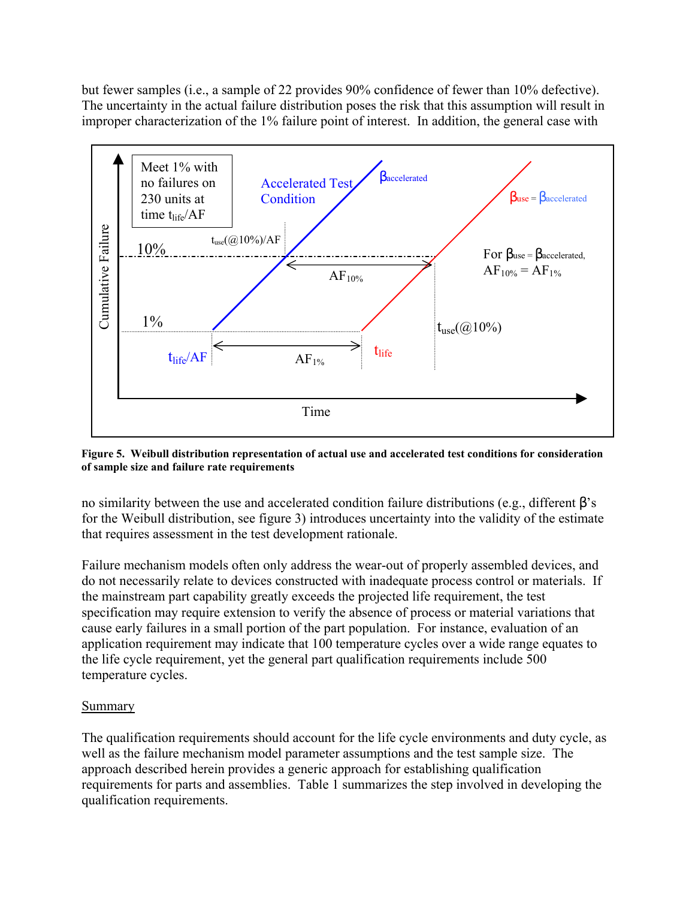but fewer samples (i.e., a sample of 22 provides 90% confidence of fewer than 10% defective). The uncertainty in the actual failure distribution poses the risk that this assumption will result in improper characterization of the 1% failure point of interest. In addition, the general case with

**Figure 5. Weibull distribution representation of actual use and accelerated test conditions for consideration of sample size and failure rate requirements**

no similarity between the use and accelerated condition failure distributions (e.g., different β's for the Weibull distribution, see figure 3) introduces uncertainty into the validity of the estimate that requires assessment in the test development rationale.

Failure mechanism models often only address the wear-out of properly assembled devices, and do not necessarily relate to devices constructed with inadequate process control or materials. If the mainstream part capability greatly exceeds the projected life requirement, the test specification may require extension to verify the absence of process or material variations that cause early failures in a small portion of the part population. For instance, evaluation of an application requirement may indicate that 100 temperature cycles over a wide range equates to the life cycle requirement, yet the general part qualification requirements include 500 temperature cycles.

<u>Summary</u>

The qualification requirements should account for the life cycle environments and duty cycle, as well as the failure mechanism model parameter assumptions and the test sample size. The approach described herein provides a generic approach for establishing qualification requirements for parts and assemblies. Table 1 summarizes the step involved in developing the qualification requirements.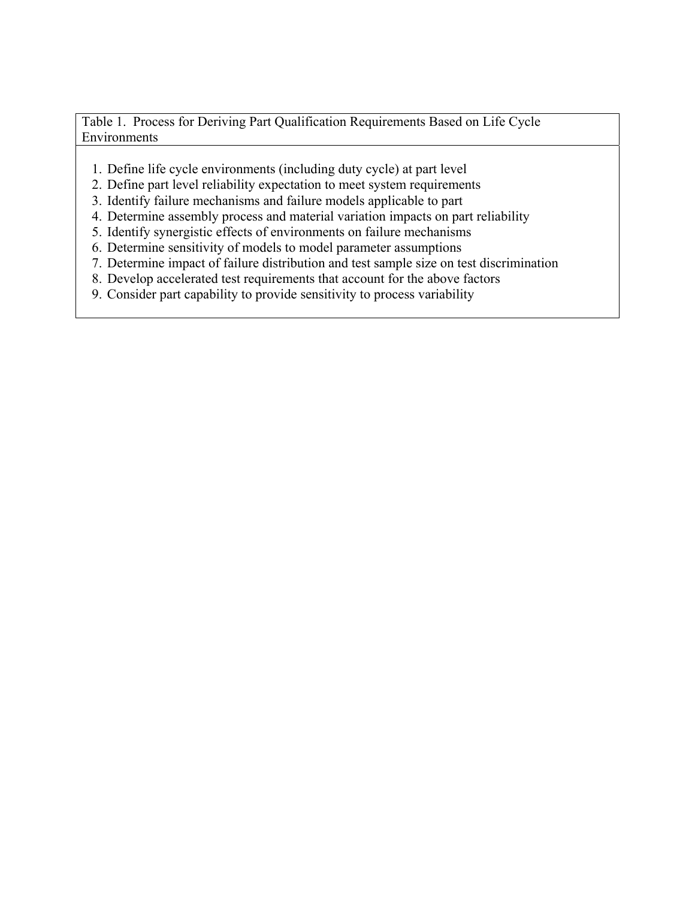Table 1. Process for Deriving Part Qualification Requirements Based on Life Cycle Environments

1. Define life cycle environments (including duty cycle) at part level
2. Define part level reliability expectation to meet system requirements
3. Identify failure mechanisms and failure models applicable to part
4. Determine assembly process and material variation impacts on part reliability
5. Identify synergistic effects of environments on failure mechanisms
6. Determine sensitivity of models to model parameter assumptions
7. Determine impact of failure distribution and test sample size on test discrimination
8. Develop accelerated test requirements that account for the above factors
9. Consider part capability to provide sensitivity to process variability